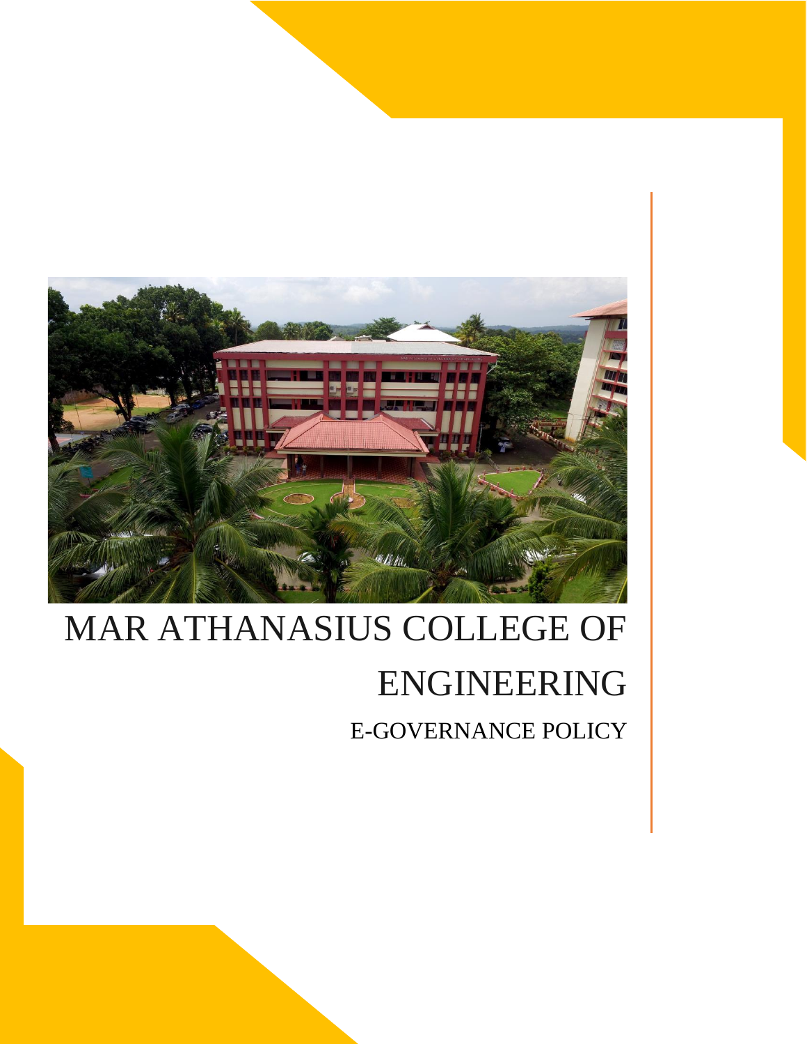# MAR ATHANASIUS COLLEGE OF ENGINEERING

## E-GOVERNANCE POLICY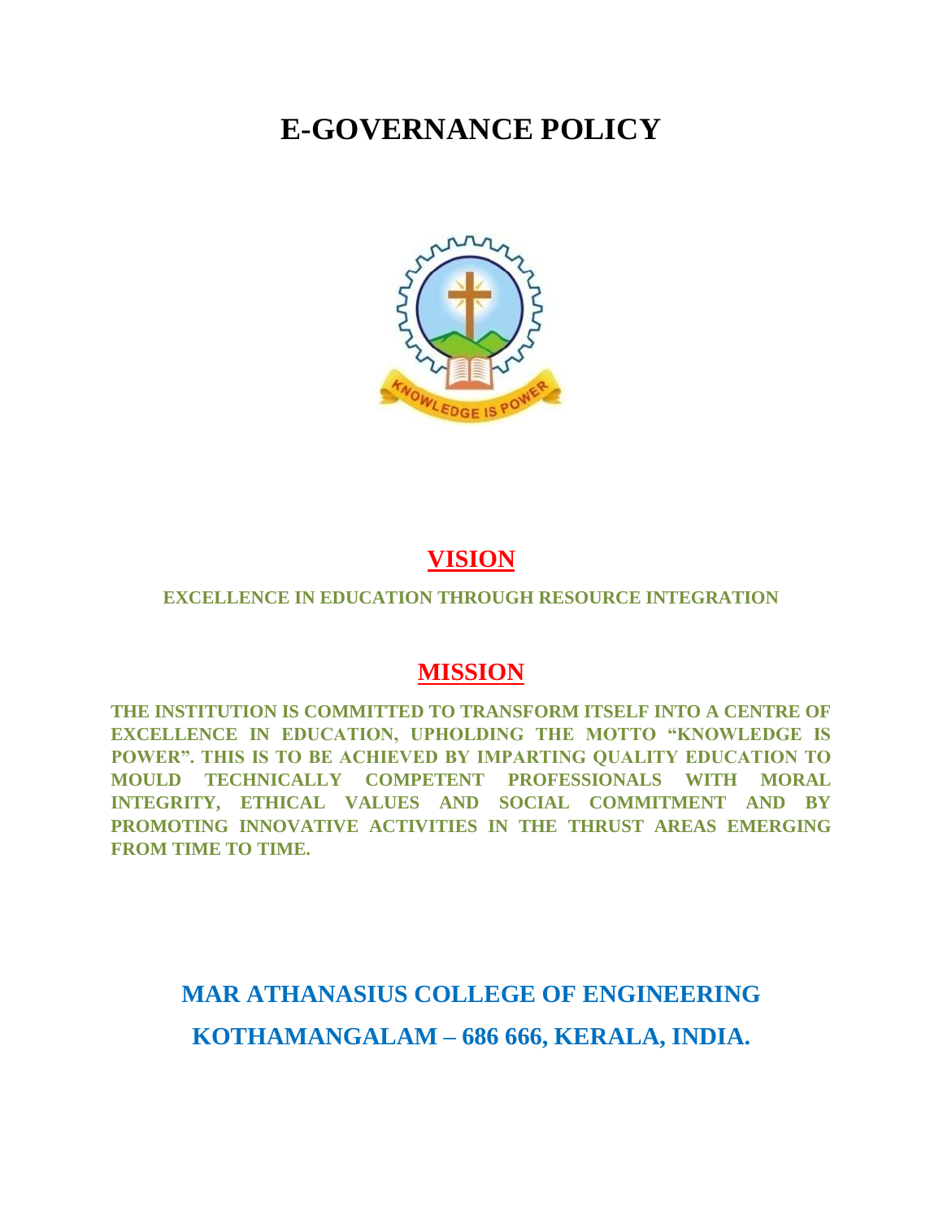# E-GOVERNANCE POLICY

## VISION

**EXCELLENCE IN EDUCATION THROUGH RESOURCE INTEGRATION**

## MISSION

**THE INSTITUTION IS COMMITTED TO TRANSFORM ITSELF INTO A CENTRE OF EXCELLENCE IN EDUCATION, UPHOLDING THE MOTTO "KNOWLEDGE IS POWER". THIS IS TO BE ACHIEVED BY IMPARTING QUALITY EDUCATION TO MOULD TECHNICALLY COMPETENT PROFESSIONALS WITH MORAL INTEGRITY, ETHICAL VALUES AND SOCIAL COMMITMENT AND BY PROMOTING INNOVATIVE ACTIVITIES IN THE THRUST AREAS EMERGING FROM TIME TO TIME.**

**MAR ATHANASIUS COLLEGE OF ENGINEERING**

**KOTHAMANGALAM – 686 666, KERALA, INDIA.**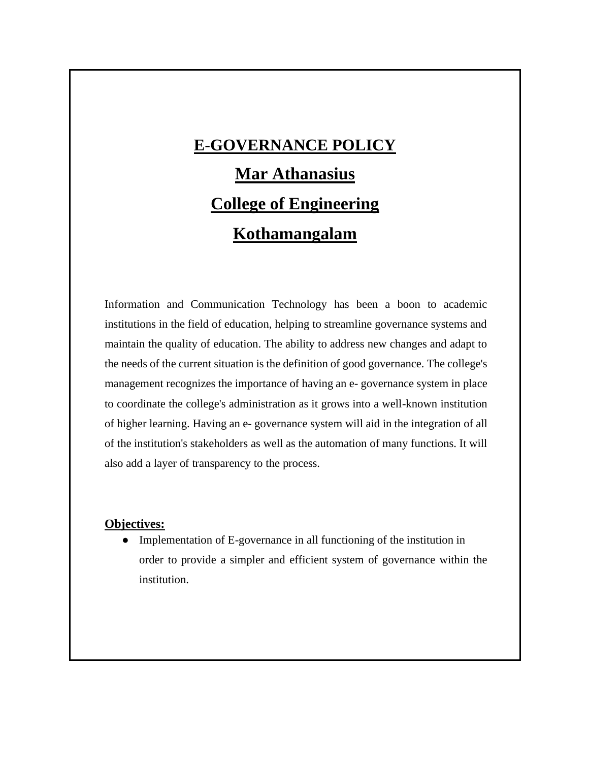# E-GOVERNANCE POLICY

# Mar Athanasius

# College of Engineering

# Kothamangalam

Information and Communication Technology has been a boon to academic institutions in the field of education, helping to streamline governance systems and maintain the quality of education. The ability to address new changes and adapt to the needs of the current situation is the definition of good governance. The college's management recognizes the importance of having an e- governance system in place to coordinate the college's administration as it grows into a well-known institution of higher learning. Having an e- governance system will aid in the integration of all of the institution's stakeholders as well as the automation of many functions. It will also add a layer of transparency to the process.

**Objectives:**

- Implementation of E-governance in all functioning of the institution in order to provide a simpler and efficient system of governance within the institution.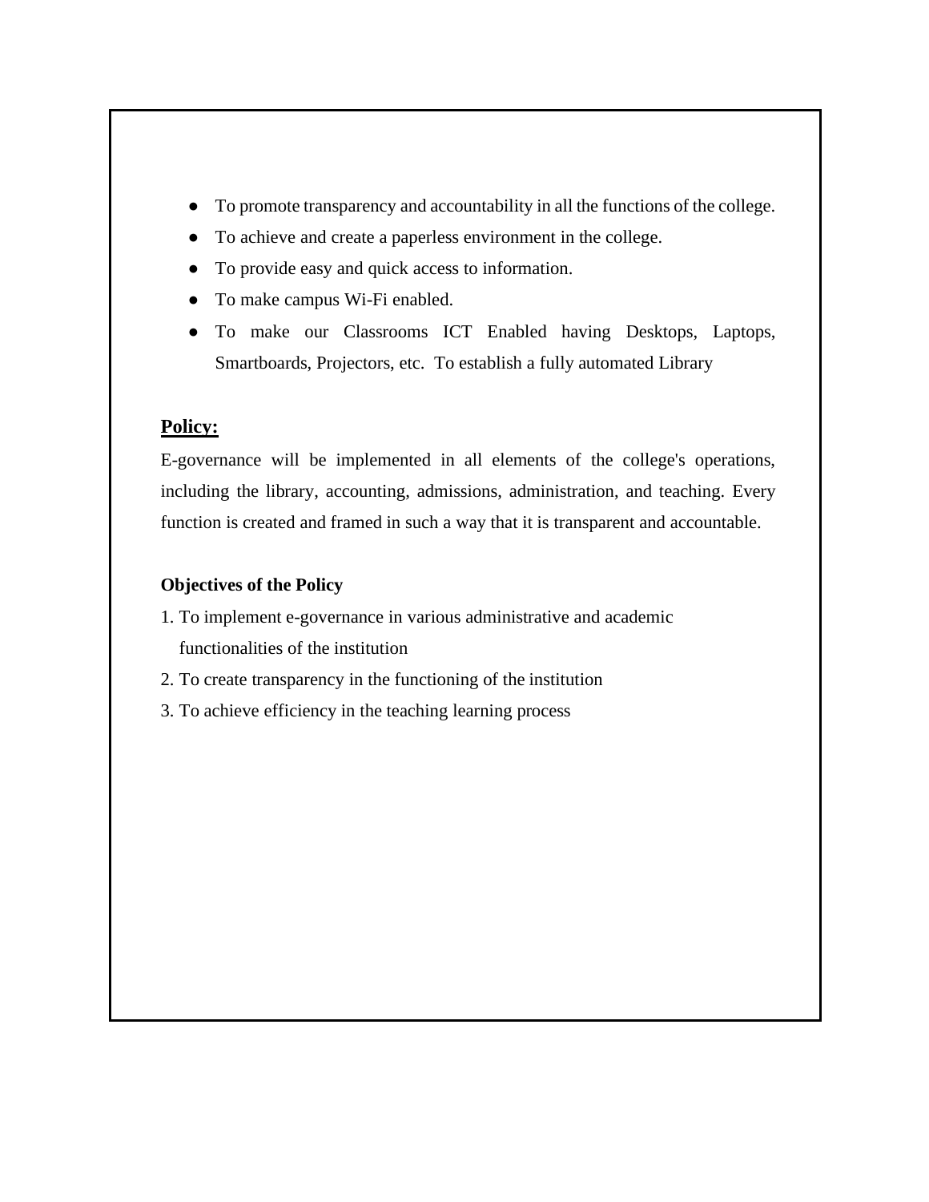- To promote transparency and accountability in all the functions of the college.
- To achieve and create a paperless environment in the college.
- To provide easy and quick access to information.
- To make campus Wi-Fi enabled.
- To make our Classrooms ICT Enabled having Desktops, Laptops, Smartboards, Projectors, etc. To establish a fully automated Library

## **Policy:**

E-governance will be implemented in all elements of the college's operations, including the library, accounting, admissions, administration, and teaching. Every function is created and framed in such a way that it is transparent and accountable.

**Objectives of the Policy**

1. To implement e-governance in various administrative and academic functionalities of the institution
2. To create transparency in the functioning of the institution
3. To achieve efficiency in the teaching learning process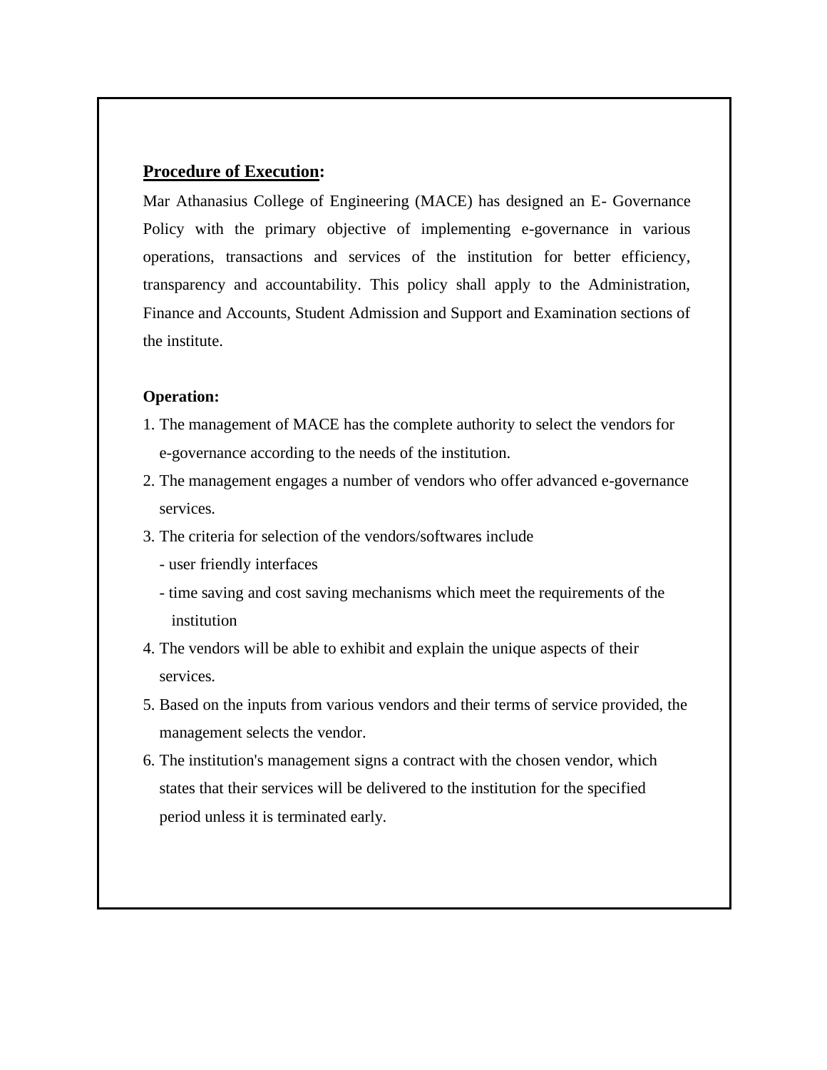**<u>Procedure of Execution</u>:**

Mar Athanasius College of Engineering (MACE) has designed an E- Governance Policy with the primary objective of implementing e-governance in various operations, transactions and services of the institution for better efficiency, transparency and accountability. This policy shall apply to the Administration, Finance and Accounts, Student Admission and Support and Examination sections of the institute.

**Operation:**

1. The management of MACE has the complete authority to select the vendors for e-governance according to the needs of the institution.
2. The management engages a number of vendors who offer advanced e-governance services.
3. The criteria for selection of the vendors/softwares include
   - user friendly interfaces
   - time saving and cost saving mechanisms which meet the requirements of the institution
4. The vendors will be able to exhibit and explain the unique aspects of their services.
5. Based on the inputs from various vendors and their terms of service provided, the management selects the vendor.
6. The institution's management signs a contract with the chosen vendor, which states that their services will be delivered to the institution for the specified period unless it is terminated early.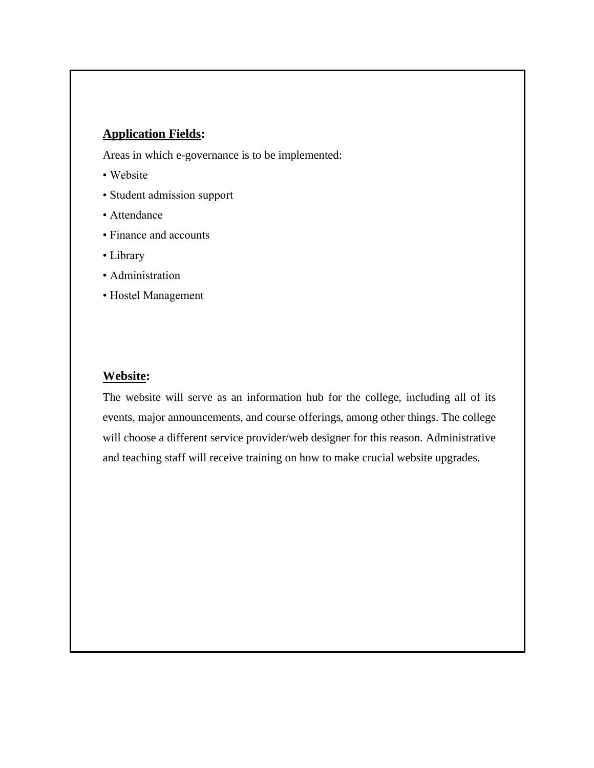**Application Fields:**

Areas in which e-governance is to be implemented:

- Website
- Student admission support
- Attendance
- Finance and accounts
- Library
- Administration
- Hostel Management

**Website:**

The website will serve as an information hub for the college, including all of its events, major announcements, and course offerings, among other things. The college will choose a different service provider/web designer for this reason. Administrative and teaching staff will receive training on how to make crucial website upgrades.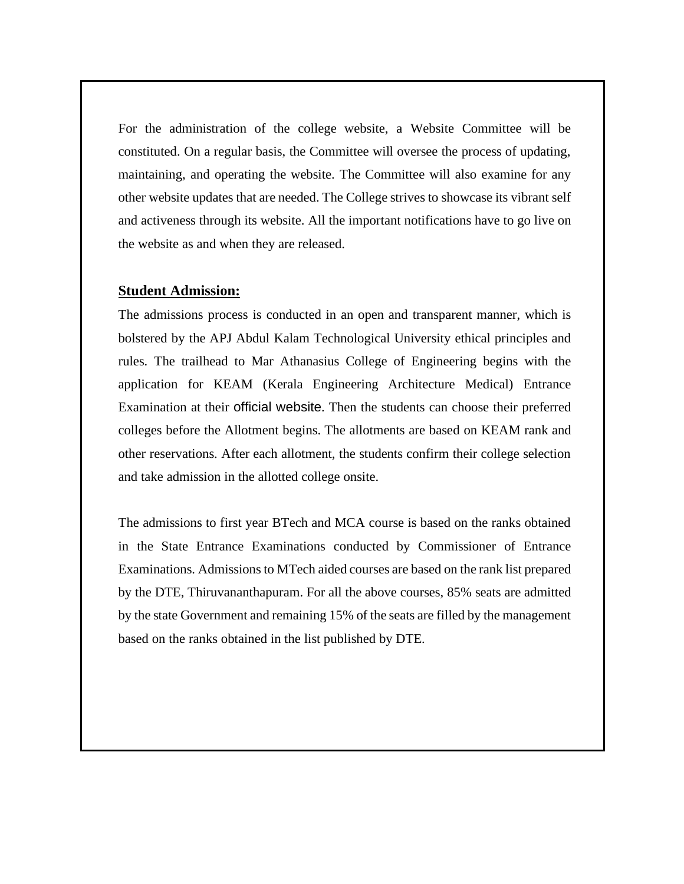For the administration of the college website, a Website Committee will be constituted. On a regular basis, the Committee will oversee the process of updating, maintaining, and operating the website. The Committee will also examine for any other website updates that are needed. The College strives to showcase its vibrant self and activeness through its website. All the important notifications have to go live on the website as and when they are released.

## Student Admission:

The admissions process is conducted in an open and transparent manner, which is bolstered by the APJ Abdul Kalam Technological University ethical principles and rules. The trailhead to Mar Athanasius College of Engineering begins with the application for KEAM (Kerala Engineering Architecture Medical) Entrance Examination at their official website. Then the students can choose their preferred colleges before the Allotment begins. The allotments are based on KEAM rank and other reservations. After each allotment, the students confirm their college selection and take admission in the allotted college onsite.

The admissions to first year BTech and MCA course is based on the ranks obtained in the State Entrance Examinations conducted by Commissioner of Entrance Examinations. Admissions to MTech aided courses are based on the rank list prepared by the DTE, Thiruvananthapuram. For all the above courses, 85% seats are admitted by the state Government and remaining 15% of the seats are filled by the management based on the ranks obtained in the list published by DTE.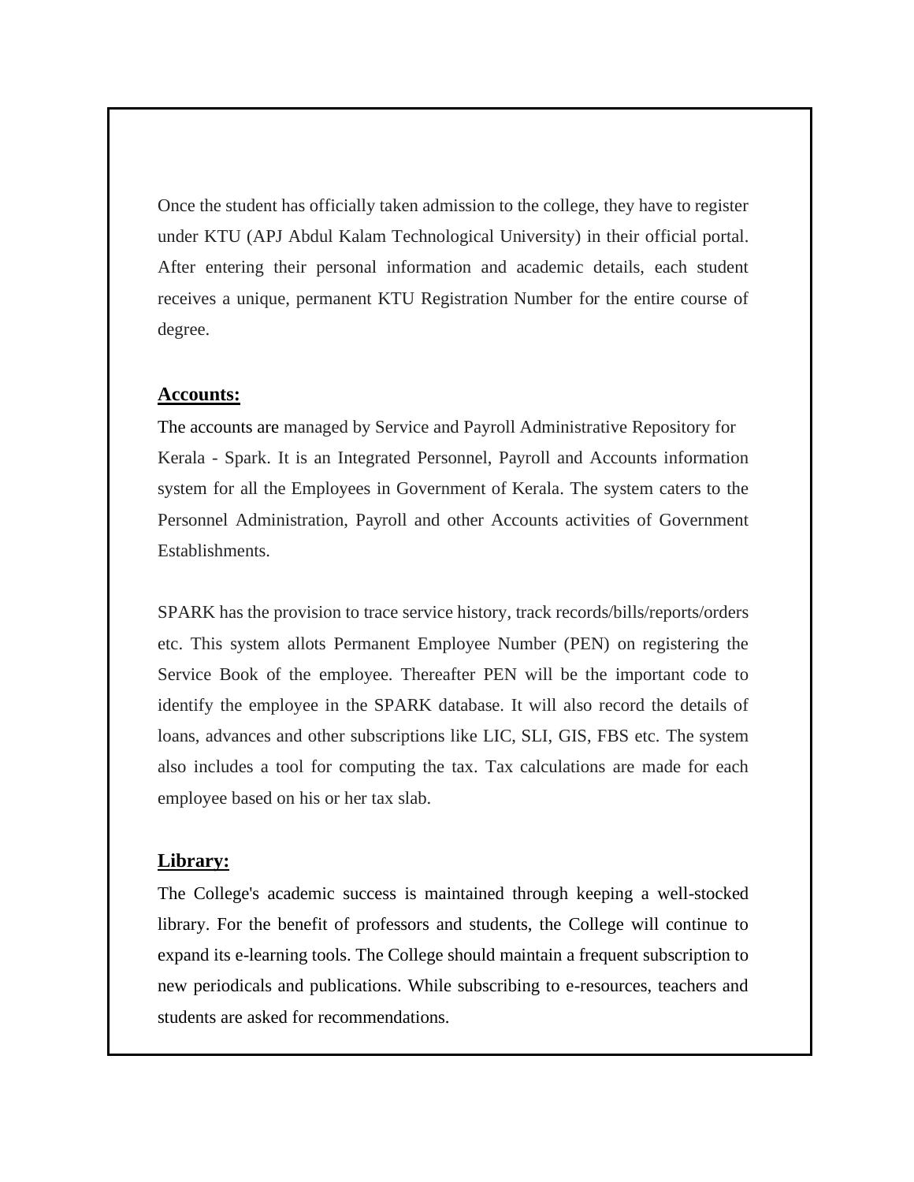Once the student has officially taken admission to the college, they have to register under KTU (APJ Abdul Kalam Technological University) in their official portal. After entering their personal information and academic details, each student receives a unique, permanent KTU Registration Number for the entire course of degree.

**Accounts:**

The accounts are managed by Service and Payroll Administrative Repository for Kerala - Spark. It is an Integrated Personnel, Payroll and Accounts information system for all the Employees in Government of Kerala. The system caters to the Personnel Administration, Payroll and other Accounts activities of Government Establishments.

SPARK has the provision to trace service history, track records/bills/reports/orders etc. This system allots Permanent Employee Number (PEN) on registering the Service Book of the employee. Thereafter PEN will be the important code to identify the employee in the SPARK database. It will also record the details of loans, advances and other subscriptions like LIC, SLI, GIS, FBS etc. The system also includes a tool for computing the tax. Tax calculations are made for each employee based on his or her tax slab.

**Library:**

The College's academic success is maintained through keeping a well-stocked library. For the benefit of professors and students, the College will continue to expand its e-learning tools. The College should maintain a frequent subscription to new periodicals and publications. While subscribing to e-resources, teachers and students are asked for recommendations.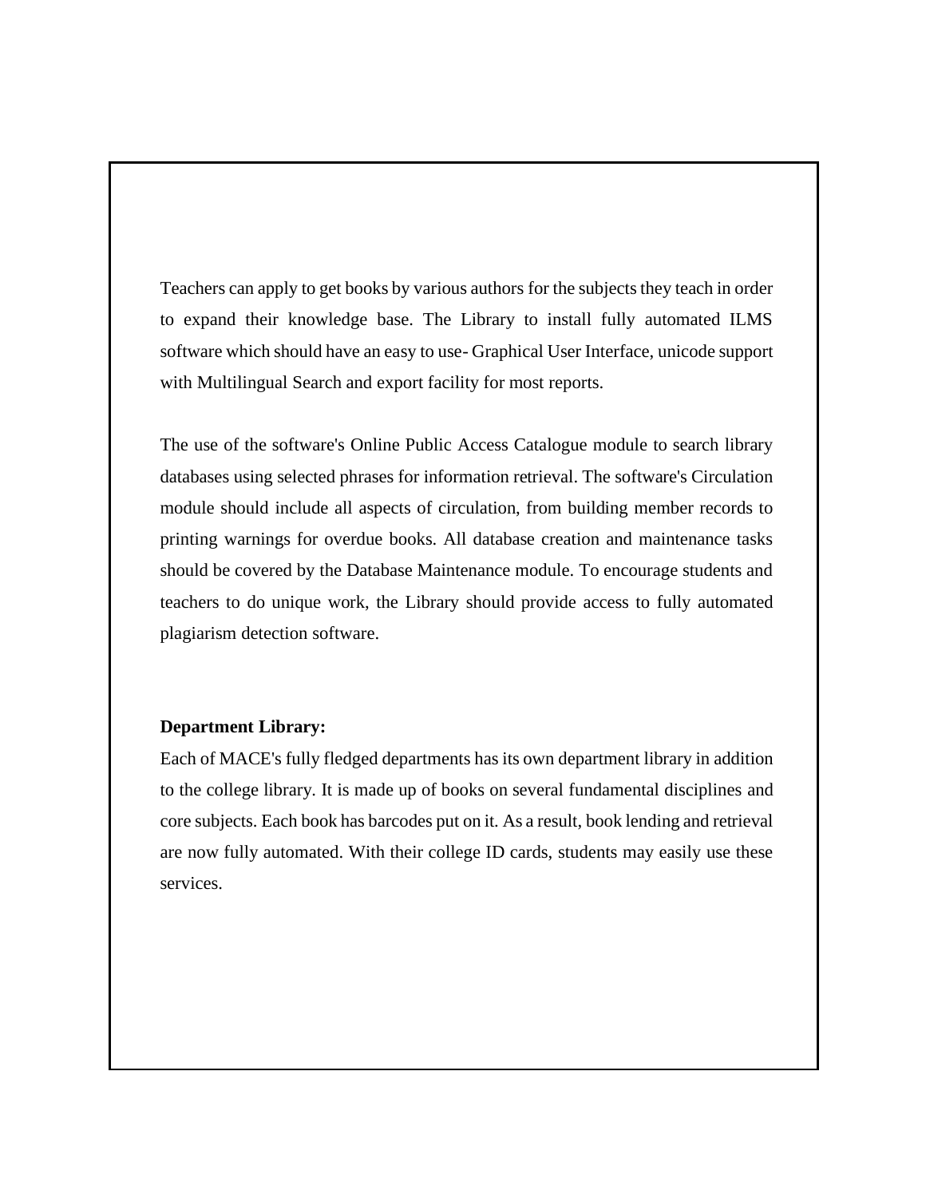Teachers can apply to get books by various authors for the subjects they teach in order to expand their knowledge base. The Library to install fully automated ILMS software which should have an easy to use- Graphical User Interface, unicode support with Multilingual Search and export facility for most reports.

The use of the software's Online Public Access Catalogue module to search library databases using selected phrases for information retrieval. The software's Circulation module should include all aspects of circulation, from building member records to printing warnings for overdue books. All database creation and maintenance tasks should be covered by the Database Maintenance module. To encourage students and teachers to do unique work, the Library should provide access to fully automated plagiarism detection software.

**Department Library:**

Each of MACE's fully fledged departments has its own department library in addition to the college library. It is made up of books on several fundamental disciplines and core subjects. Each book has barcodes put on it. As a result, book lending and retrieval are now fully automated. With their college ID cards, students may easily use these services.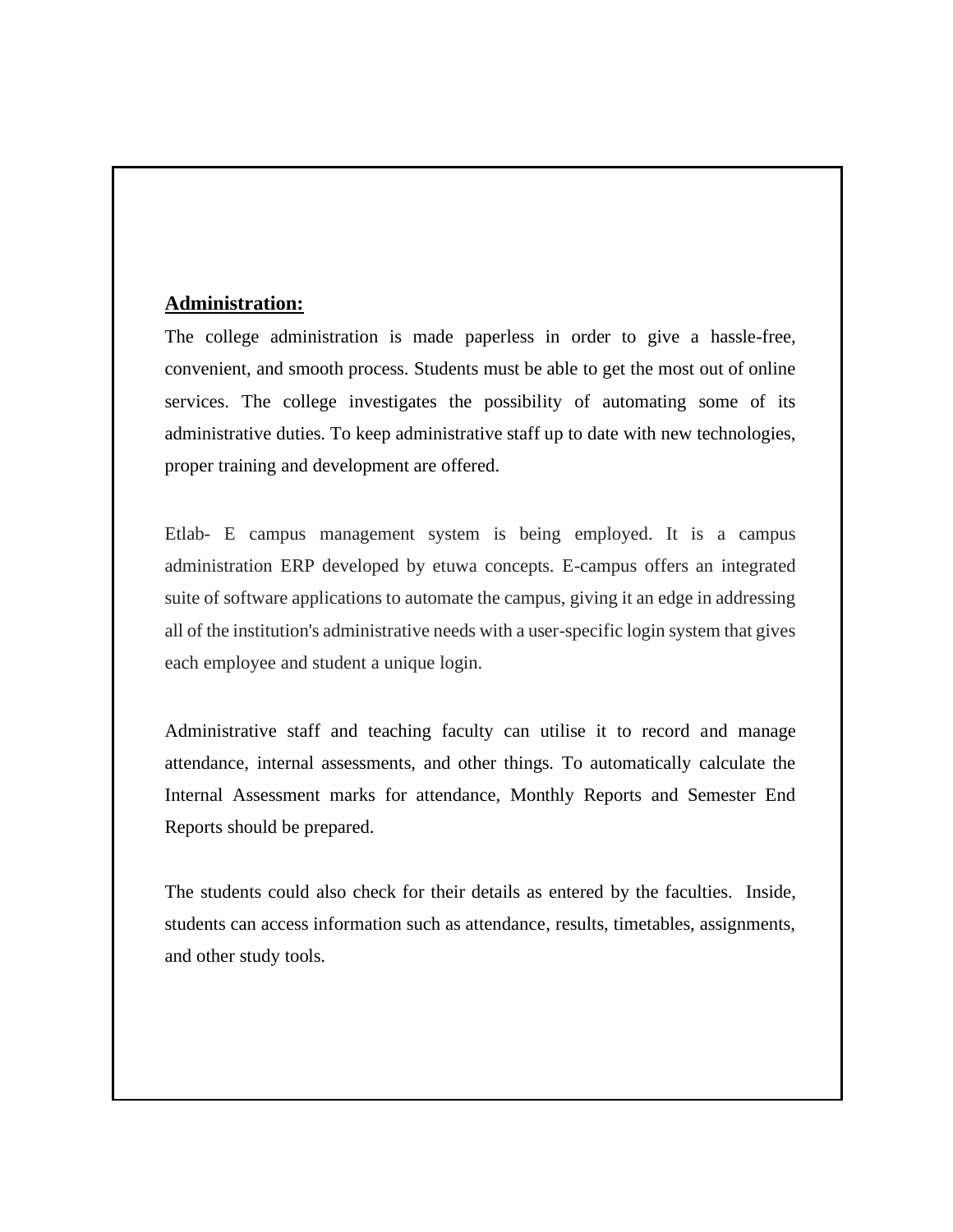**Administration:**

The college administration is made paperless in order to give a hassle-free, convenient, and smooth process. Students must be able to get the most out of online services. The college investigates the possibility of automating some of its administrative duties. To keep administrative staff up to date with new technologies, proper training and development are offered.

Etlab- E campus management system is being employed. It is a campus administration ERP developed by etuwa concepts. E-campus offers an integrated suite of software applications to automate the campus, giving it an edge in addressing all of the institution's administrative needs with a user-specific login system that gives each employee and student a unique login.

Administrative staff and teaching faculty can utilise it to record and manage attendance, internal assessments, and other things. To automatically calculate the Internal Assessment marks for attendance, Monthly Reports and Semester End Reports should be prepared.

The students could also check for their details as entered by the faculties. Inside, students can access information such as attendance, results, timetables, assignments, and other study tools.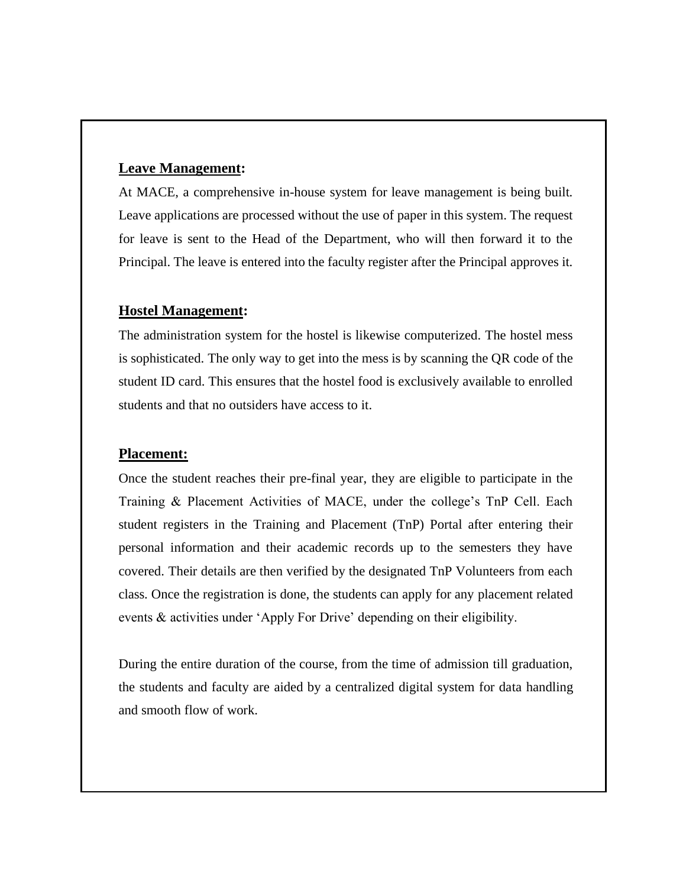## **Leave Management:**

At MACE, a comprehensive in-house system for leave management is being built. Leave applications are processed without the use of paper in this system. The request for leave is sent to the Head of the Department, who will then forward it to the Principal. The leave is entered into the faculty register after the Principal approves it.

## **Hostel Management:**

The administration system for the hostel is likewise computerized. The hostel mess is sophisticated. The only way to get into the mess is by scanning the QR code of the student ID card. This ensures that the hostel food is exclusively available to enrolled students and that no outsiders have access to it.

## **Placement:**

Once the student reaches their pre-final year, they are eligible to participate in the Training & Placement Activities of MACE, under the college's TnP Cell. Each student registers in the Training and Placement (TnP) Portal after entering their personal information and their academic records up to the semesters they have covered. Their details are then verified by the designated TnP Volunteers from each class. Once the registration is done, the students can apply for any placement related events & activities under 'Apply For Drive' depending on their eligibility.

During the entire duration of the course, from the time of admission till graduation, the students and faculty are aided by a centralized digital system for data handling and smooth flow of work.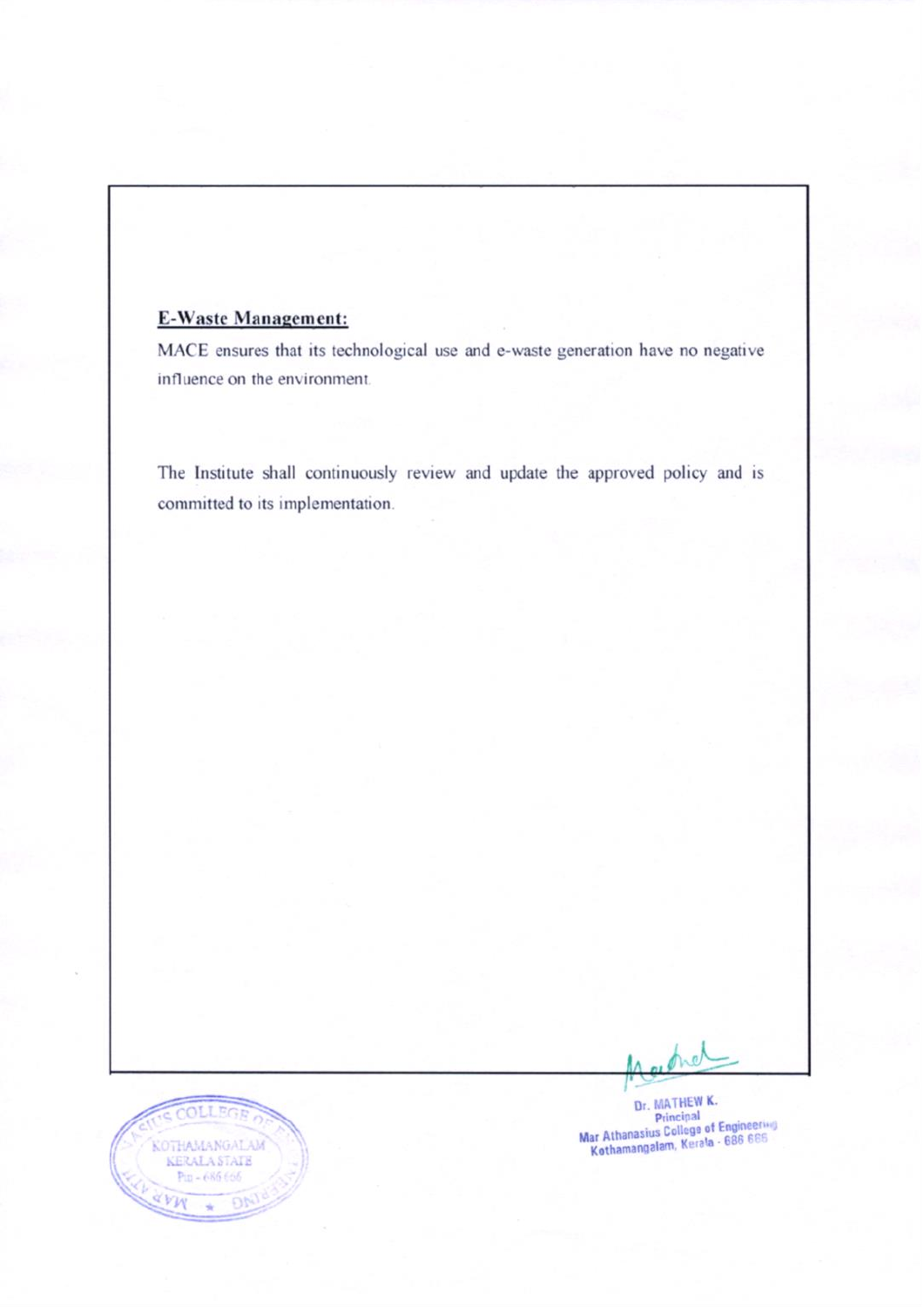**E-Waste Management:**

MACE ensures that its technological use and e-waste generation have no negative influence on the environment.

The Institute shall continuously review and update the approved policy and is committed to its implementation.

Dr. MATHEW K.
Principal
Mar Athanasius College of Engineering
Kothamangalam, Kerala - 686 666